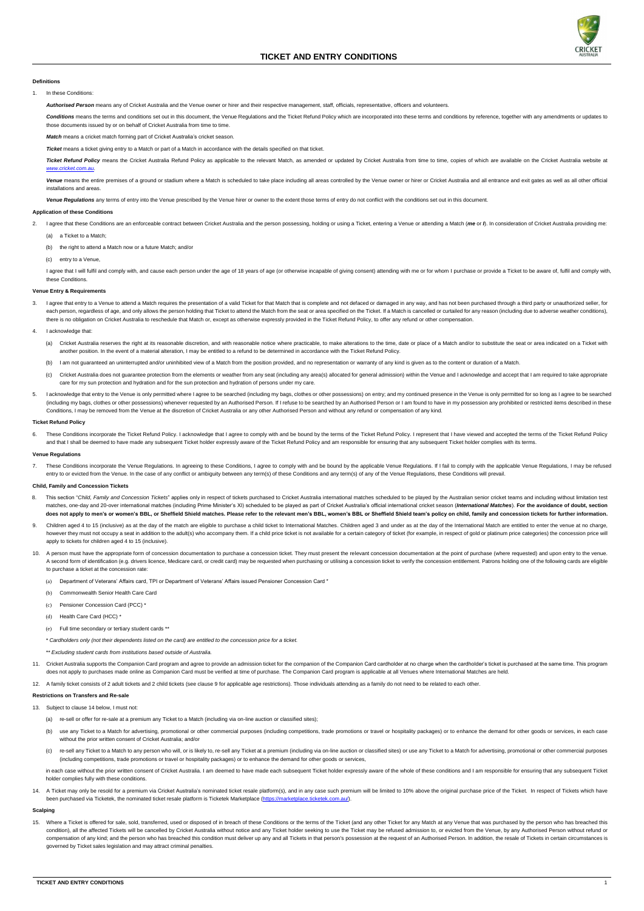# TICKET AND ENTRY CONDITIONS

### Definitions

1. In these Conditions:

   ***Authorised Person*** means any of Cricket Australia and the Venue owner or hirer and their respective management, staff, officials, representative, officers and volunteers.

   ***Conditions*** means the terms and conditions set out in this document, the Venue Regulations and the Ticket Refund Policy which are incorporated into these terms and conditions by reference, together with any amendments or updates to those documents issued by or on behalf of Cricket Australia from time to time.

   ***Match*** means a cricket match forming part of Cricket Australia's cricket season.

   ***Ticket*** means a ticket giving entry to a Match or part of a Match in accordance with the details specified on that ticket.

   ***Ticket Refund Policy*** means the Cricket Australia Refund Policy as applicable to the relevant Match, as amended or updated by Cricket Australia from time to time, copies of which are available on the Cricket Australia website at *www.cricket.com.au*.

   ***Venue*** means the entire premises of a ground or stadium where a Match is scheduled to take place including all areas controlled by the Venue owner or hirer or Cricket Australia and all entrance and exit gates as well as all other official installations and areas.

   ***Venue Regulations*** any terms of entry into the Venue prescribed by the Venue hirer or owner to the extent those terms of entry do not conflict with the conditions set out in this document.

### Application of these Conditions

2. I agree that these Conditions are an enforceable contract between Cricket Australia and the person possessing, holding or using a Ticket, entering a Venue or attending a Match (***me*** or ***I***). In consideration of Cricket Australia providing me:

   (a) a Ticket to a Match;

   (b) the right to attend a Match now or a future Match; and/or

   (c) entry to a Venue,

   I agree that I will fulfil and comply with, and cause each person under the age of 18 years of age (or otherwise incapable of giving consent) attending with me or for whom I purchase or provide a Ticket to be aware of, fulfil and comply with, these Conditions.

### Venue Entry & Requirements

3. I agree that entry to a Venue to attend a Match requires the presentation of a valid Ticket for that Match that is complete and not defaced or damaged in any way, and has not been purchased through a third party or unauthorized seller, for each person, regardless of age, and only allows the person holding that Ticket to attend the Match from the seat or area specified on the Ticket. If a Match is cancelled or curtailed for any reason (including due to adverse weather conditions), there is no obligation on Cricket Australia to reschedule that Match or, except as otherwise expressly provided in the Ticket Refund Policy, to offer any refund or other compensation.

4. I acknowledge that:

   (a) Cricket Australia reserves the right at its reasonable discretion, and with reasonable notice where practicable, to make alterations to the time, date or place of a Match and/or to substitute the seat or area indicated on a Ticket with another position. In the event of a material alteration, I may be entitled to a refund to be determined in accordance with the Ticket Refund Policy.

   (b) I am not guaranteed an uninterrupted and/or uninhibited view of a Match from the position provided, and no representation or warranty of any kind is given as to the content or duration of a Match.

   (c) Cricket Australia does not guarantee protection from the elements or weather from any seat (including any area(s) allocated for general admission) within the Venue and I acknowledge and accept that I am required to take appropriate care for my sun protection and hydration and for the sun protection and hydration of persons under my care.

5. I acknowledge that entry to the Venue is only permitted where I agree to be searched (including my bags, clothes or other possessions) on entry; and my continued presence in the Venue is only permitted for so long as I agree to be searched (including my bags, clothes or other possessions) whenever requested by an Authorised Person. If I refuse to be searched by an Authorised Person or I am found to have in my possession any prohibited or restricted items described in these Conditions, I may be removed from the Venue at the discretion of Cricket Australia or any other Authorised Person and without any refund or compensation of any kind.

### Ticket Refund Policy

6. These Conditions incorporate the Ticket Refund Policy. I acknowledge that I agree to comply with and be bound by the terms of the Ticket Refund Policy. I represent that I have viewed and accepted the terms of the Ticket Refund Policy and that I shall be deemed to have made any subsequent Ticket holder expressly aware of the Ticket Refund Policy and am responsible for ensuring that any subsequent Ticket holder complies with its terms.

### Venue Regulations

7. These Conditions incorporate the Venue Regulations. In agreeing to these Conditions, I agree to comply with and be bound by the applicable Venue Regulations. If I fail to comply with the applicable Venue Regulations, I may be refused entry to or evicted from the Venue. In the case of any conflict or ambiguity between any term(s) of these Conditions and any term(s) of any of the Venue Regulations, these Conditions will prevail.

### Child, Family and Concession Tickets

8. This section "*Child, Family and Concession Tickets*" applies only in respect of tickets purchased to Cricket Australia international matches scheduled to be played by the Australian senior cricket teams and including without limitation test matches, one-day and 20-over international matches (including Prime Minister's XI) scheduled to be played as part of Cricket Australia's official international cricket season (***International Matches***). **For the avoidance of doubt, section does not apply to men's or women's BBL, or Sheffield Shield matches. Please refer to the relevant men's BBL, women's BBL or Sheffield Shield team's policy on child, family and concession tickets for further information.**

9. Children aged 4 to 15 (inclusive) as at the day of the match are eligible to purchase a child ticket to International Matches. Children aged 3 and under as at the day of the International Match are entitled to enter the venue at no charge, however they must not occupy a seat in addition to the adult(s) who accompany them. If a child price ticket is not available for a certain category of ticket (for example, in respect of gold or platinum price categories) the concession price will apply to tickets for children aged 4 to 15 (inclusive).

10. A person must have the appropriate form of concession documentation to purchase a concession ticket. They must present the relevant concession documentation at the point of purchase (where requested) and upon entry to the venue. A second form of identification (e.g. drivers licence, Medicare card, or credit card) may be requested when purchasing or utilising a concession ticket to verify the concession entitlement. Patrons holding one of the following cards are eligible to purchase a ticket at the concession rate:

    (a) Department of Veterans' Affairs card, TPI or Department of Veterans' Affairs issued Pensioner Concession Card *

    (b) Commonwealth Senior Health Care Card

    (c) Pensioner Concession Card (PCC) *

    (d) Health Care Card (HCC) *

    (e) Full time secondary or tertiary student cards **

    *\* Cardholders only (not their dependents listed on the card) are entitled to the concession price for a ticket.*

    *\*\* Excluding student cards from institutions based outside of Australia.*

11. Cricket Australia supports the Companion Card program and agree to provide an admission ticket for the companion of the Companion Card cardholder at no charge when the cardholder's ticket is purchased at the same time. This program does not apply to purchases made online as Companion Card must be verified at time of purchase. The Companion Card program is applicable at all Venues where International Matches are held.

12. A family ticket consists of 2 adult tickets and 2 child tickets (see clause 9 for applicable age restrictions). Those individuals attending as a family do not need to be related to each other.

### Restrictions on Transfers and Re-sale

13. Subject to clause 14 below, I must not:

    (a) re-sell or offer for re-sale at a premium any Ticket to a Match (including via on-line auction or classified sites);

    (b) use any Ticket to a Match for advertising, promotional or other commercial purposes (including competitions, trade promotions or travel or hospitality packages) or to enhance the demand for other goods or services, in each case without the prior written consent of Cricket Australia; and/or

    (c) re-sell any Ticket to a Match to any person who will, or is likely to, re-sell any Ticket at a premium (including via on-line auction or classified sites) or use any Ticket to a Match for advertising, promotional or other commercial purposes (including competitions, trade promotions or travel or hospitality packages) or to enhance the demand for other goods or services,

    in each case without the prior written consent of Cricket Australia. I am deemed to have made each subsequent Ticket holder expressly aware of the whole of these conditions and I am responsible for ensuring that any subsequent Ticket holder complies fully with these conditions.

14. A Ticket may only be resold for a premium via Cricket Australia's nominated ticket resale platform(s), and in any case such premium will be limited to 10% above the original purchase price of the Ticket. In respect of Tickets which have been purchased via Ticketek, the nominated ticket resale platform is Ticketek Marketplace (https://marketplace.ticketek.com.au/).

### Scalping

15. Where a Ticket is offered for sale, sold, transferred, used or disposed of in breach of these Conditions or the terms of the Ticket (and any other Ticket for any Match at any Venue that was purchased by the person who has breached this condition), all the affected Tickets will be cancelled by Cricket Australia without notice and any Ticket holder seeking to use the Ticket may be refused admission to, or evicted from the Venue, by any Authorised Person without refund or compensation of any kind; and the person who has breached this condition must deliver up any and all Tickets in that person's possession at the request of an Authorised Person. In addition, the resale of Tickets in certain circumstances is governed by Ticket sales legislation and may attract criminal penalties.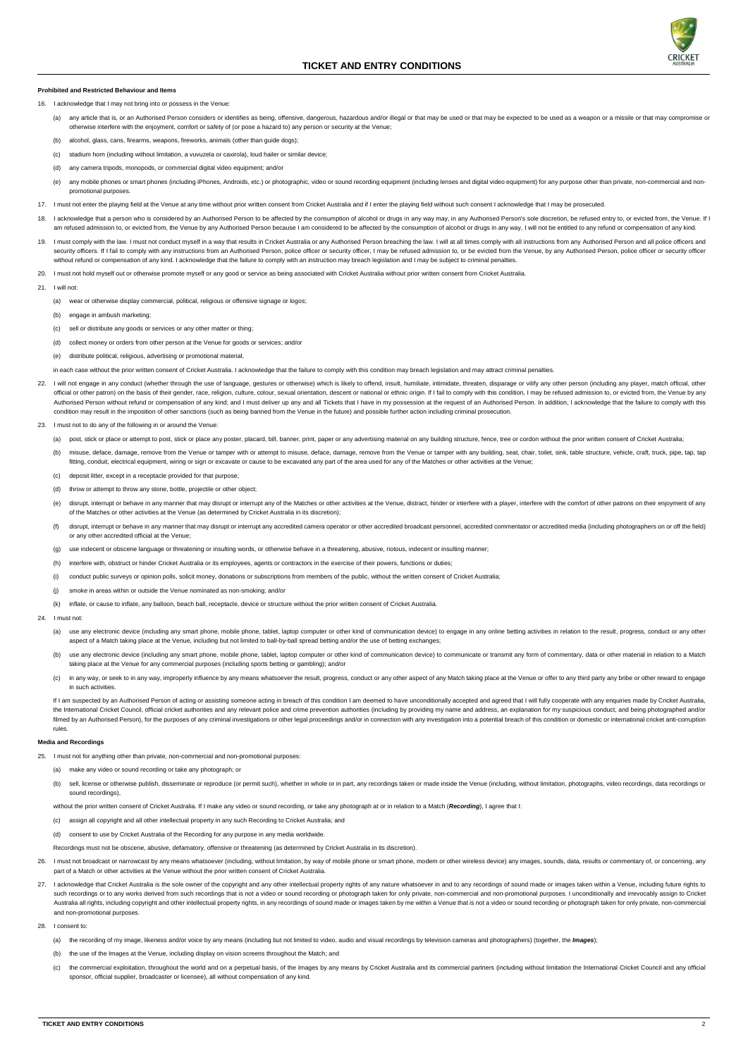### Prohibited and Restricted Behaviour and Items

16. I acknowledge that I may not bring into or possess in the Venue:

    (a) any article that is, or an Authorised Person considers or identifies as being, offensive, dangerous, hazardous and/or illegal or that may be used or that may be expected to be used as a weapon or a missile or that may compromise or otherwise interfere with the enjoyment, comfort or safety of (or pose a hazard to) any person or security at the Venue;

    (b) alcohol, glass, cans, firearms, weapons, fireworks, animals (other than guide dogs);

    (c) stadium horn (including without limitation, a vuvuzela or caxirola), loud hailer or similar device;

    (d) any camera tripods, monopods, or commercial digital video equipment; and/or

    (e) any mobile phones or smart phones (including iPhones, Androids, etc.) or photographic, video or sound recording equipment (including lenses and digital video equipment) for any purpose other than private, non-commercial and non-promotional purposes.

17. I must not enter the playing field at the Venue at any time without prior written consent from Cricket Australia and if I enter the playing field without such consent I acknowledge that I may be prosecuted.

18. I acknowledge that a person who is considered by an Authorised Person to be affected by the consumption of alcohol or drugs in any way may, in any Authorised Person's sole discretion, be refused entry to, or evicted from, the Venue. If I am refused admission to, or evicted from, the Venue by any Authorised Person because I am considered to be affected by the consumption of alcohol or drugs in any way, I will not be entitled to any refund or compensation of any kind.

19. I must comply with the law. I must not conduct myself in a way that results in Cricket Australia or any Authorised Person breaching the law. I will at all times comply with all instructions from any Authorised Person and all police officers and security officers. If I fail to comply with any instructions from an Authorised Person, police officer or security officer, I may be refused admission to, or be evicted from the Venue, by any Authorised Person, police officer or security officer without refund or compensation of any kind. I acknowledge that the failure to comply with an instruction may breach legislation and I may be subject to criminal penalties.

20. I must not hold myself out or otherwise promote myself or any good or service as being associated with Cricket Australia without prior written consent from Cricket Australia.

21. I will not:

    (a) wear or otherwise display commercial, political, religious or offensive signage or logos;

    (b) engage in ambush marketing;

    (c) sell or distribute any goods or services or any other matter or thing;

    (d) collect money or orders from other person at the Venue for goods or services; and/or

    (e) distribute political, religious, advertising or promotional material,

    in each case without the prior written consent of Cricket Australia. I acknowledge that the failure to comply with this condition may breach legislation and may attract criminal penalties.

22. I will not engage in any conduct (whether through the use of language, gestures or otherwise) which is likely to offend, insult, humiliate, intimidate, threaten, disparage or vilify any other person (including any player, match official, other official or other patron) on the basis of their gender, race, religion, culture, colour, sexual orientation, descent or national or ethnic origin. If I fail to comply with this condition, I may be refused admission to, or evicted from, the Venue by any Authorised Person without refund or compensation of any kind; and I must deliver up any and all Tickets that I have in my possession at the request of an Authorised Person. In addition, I acknowledge that the failure to comply with this condition may result in the imposition of other sanctions (such as being banned from the Venue in the future) and possible further action including criminal prosecution.

23. I must not to do any of the following in or around the Venue:

    (a) post, stick or place or attempt to post, stick or place any poster, placard, bill, banner, print, paper or any advertising material on any building structure, fence, tree or cordon without the prior written consent of Cricket Australia;

    (b) misuse, deface, damage, remove from the Venue or tamper with or attempt to misuse, deface, damage, remove from the Venue or tamper with any building, seat, chair, toilet, sink, table structure, vehicle, craft, truck, pipe, tap, tap fitting, conduit, electrical equipment, wiring or sign or excavate or cause to be excavated any part of the area used for any of the Matches or other activities at the Venue;

    (c) deposit litter, except in a receptacle provided for that purpose;

    (d) throw or attempt to throw any stone, bottle, projectile or other object;

    (e) disrupt, interrupt or behave in any manner that may disrupt or interrupt any of the Matches or other activities at the Venue, distract, hinder or interfere with a player, interfere with the comfort of other patrons on their enjoyment of any of the Matches or other activities at the Venue (as determined by Cricket Australia in its discretion);

    (f) disrupt, interrupt or behave in any manner that may disrupt or interrupt any accredited camera operator or other accredited broadcast personnel, accredited commentator or accredited media (including photographers on or off the field) or any other accredited official at the Venue;

    (g) use indecent or obscene language or threatening or insulting words, or otherwise behave in a threatening, abusive, riotous, indecent or insulting manner;

    (h) interfere with, obstruct or hinder Cricket Australia or its employees, agents or contractors in the exercise of their powers, functions or duties;

    (i) conduct public surveys or opinion polls, solicit money, donations or subscriptions from members of the public, without the written consent of Cricket Australia;

    (j) smoke in areas within or outside the Venue nominated as non-smoking; and/or

    (k) inflate, or cause to inflate, any balloon, beach ball, receptacle, device or structure without the prior written consent of Cricket Australia.

24. I must not:

    (a) use any electronic device (including any smart phone, mobile phone, tablet, laptop computer or other kind of communication device) to engage in any online betting activities in relation to the result, progress, conduct or any other aspect of a Match taking place at the Venue, including but not limited to ball-by-ball spread betting and/or the use of betting exchanges;

    (b) use any electronic device (including any smart phone, mobile phone, tablet, laptop computer or other kind of communication device) to communicate or transmit any form of commentary, data or other material in relation to a Match taking place at the Venue for any commercial purposes (including sports betting or gambling); and/or

    (c) in any way, or seek to in any way, improperly influence by any means whatsoever the result, progress, conduct or any other aspect of any Match taking place at the Venue or offer to any third party any bribe or other reward to engage in such activities.

    If I am suspected by an Authorised Person of acting or assisting someone acting in breach of this condition I am deemed to have unconditionally accepted and agreed that I will fully cooperate with any enquiries made by Cricket Australia, the International Cricket Council, official cricket authorities and any relevant police and crime prevention authorities (including by providing my name and address, an explanation for my suspicious conduct, and being photographed and/or filmed by an Authorised Person), for the purposes of any criminal investigations or other legal proceedings and/or in connection with any investigation into a potential breach of this condition or domestic or international cricket anti-corruption rules.

### Media and Recordings

25. I must not for anything other than private, non-commercial and non-promotional purposes:

    (a) make any video or sound recording or take any photograph; or

    (b) sell, license or otherwise publish, disseminate or reproduce (or permit such), whether in whole or in part, any recordings taken or made inside the Venue (including, without limitation, photographs, video recordings, data recordings or sound recordings),

    without the prior written consent of Cricket Australia. If I make any video or sound recording, or take any photograph at or in relation to a Match (***Recording***), I agree that I:

    (c) assign all copyright and all other intellectual property in any such Recording to Cricket Australia; and

    (d) consent to use by Cricket Australia of the Recording for any purpose in any media worldwide.

    Recordings must not be obscene, abusive, defamatory, offensive or threatening (as determined by Cricket Australia in its discretion).

26. I must not broadcast or narrowcast by any means whatsoever (including, without limitation, by way of mobile phone or smart phone, modem or other wireless device) any images, sounds, data, results or commentary of, or concerning, any part of a Match or other activities at the Venue without the prior written consent of Cricket Australia.

27. I acknowledge that Cricket Australia is the sole owner of the copyright and any other intellectual property rights of any nature whatsoever in and to any recordings of sound made or images taken within a Venue, including future rights to such recordings or to any works derived from such recordings that is not a video or sound recording or photograph taken for only private, non-commercial and non-promotional purposes. I unconditionally and irrevocably assign to Cricket Australia all rights, including copyright and other intellectual property rights, in any recordings of sound made or images taken by me within a Venue that is not a video or sound recording or photograph taken for only private, non-commercial and non-promotional purposes.

28. I consent to:

    (a) the recording of my image, likeness and/or voice by any means (including but not limited to video, audio and visual recordings by television cameras and photographers) (together, the ***Images***);

    (b) the use of the Images at the Venue, including display on vision screens throughout the Match; and

    (c) the commercial exploitation, throughout the world and on a perpetual basis, of the Images by any means by Cricket Australia and its commercial partners (including without limitation the International Cricket Council and any official sponsor, official supplier, broadcaster or licensee), all without compensation of any kind.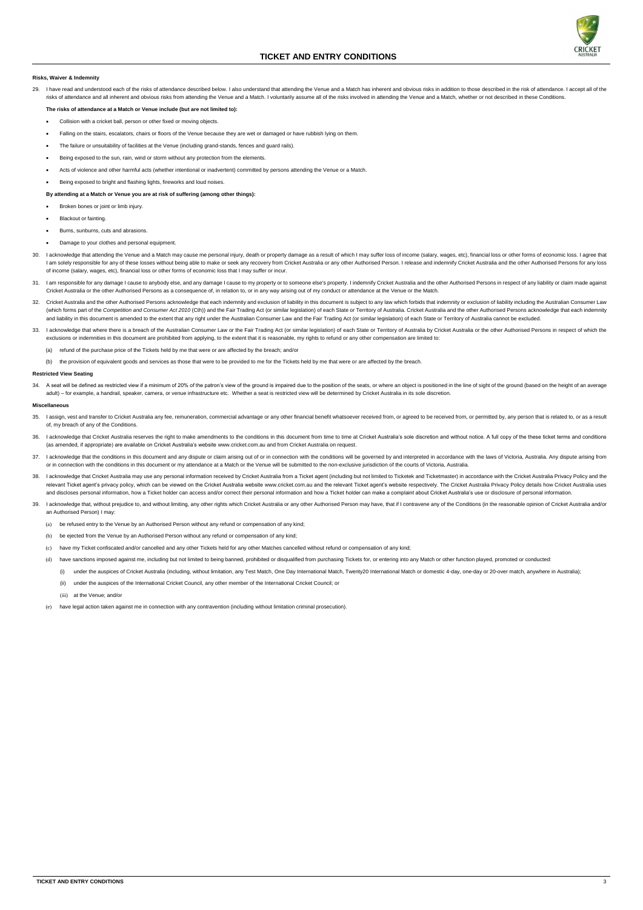## TICKET AND ENTRY CONDITIONS

### Risks, Waiver & Indemnity

29. I have read and understood each of the risks of attendance described below. I also understand that attending the Venue and a Match has inherent and obvious risks in addition to those described in the risk of attendance. I accept all of the risks of attendance and all inherent and obvious risks from attending the Venue and a Match. I voluntarily assume all of the risks involved in attending the Venue and a Match, whether or not described in these Conditions.

    **The risks of attendance at a Match or Venue include (but are not limited to):**

    - Collision with a cricket ball, person or other fixed or moving objects.
    - Falling on the stairs, escalators, chairs or floors of the Venue because they are wet or damaged or have rubbish lying on them.
    - The failure or unsuitability of facilities at the Venue (including grand-stands, fences and guard rails).
    - Being exposed to the sun, rain, wind or storm without any protection from the elements.
    - Acts of violence and other harmful acts (whether intentional or inadvertent) committed by persons attending the Venue or a Match.
    - Being exposed to bright and flashing lights, fireworks and loud noises.

    **By attending at a Match or Venue you are at risk of suffering (among other things):**

    - Broken bones or joint or limb injury.
    - Blackout or fainting.
    - Burns, sunburns, cuts and abrasions.
    - Damage to your clothes and personal equipment.

30. I acknowledge that attending the Venue and a Match may cause me personal injury, death or property damage as a result of which I may suffer loss of income (salary, wages, etc), financial loss or other forms of economic loss. I agree that I am solely responsible for any of these losses without being able to make or seek any recovery from Cricket Australia or any other Authorised Person. I release and indemnify Cricket Australia and the other Authorised Persons for any loss of income (salary, wages, etc), financial loss or other forms of economic loss that I may suffer or incur.

31. I am responsible for any damage I cause to anybody else, and any damage I cause to my property or to someone else's property. I indemnify Cricket Australia and the other Authorised Persons in respect of any liability or claim made against Cricket Australia or the other Authorised Persons as a consequence of, in relation to, or in any way arising out of my conduct or attendance at the Venue or the Match.

32. Cricket Australia and the other Authorised Persons acknowledge that each indemnity and exclusion of liability in this document is subject to any law which forbids that indemnity or exclusion of liability including the Australian Consumer Law (which forms part of the *Competition and Consumer Act 2010* (Cth)) and the Fair Trading Act (or similar legislation) of each State or Territory of Australia. Cricket Australia and the other Authorised Persons acknowledge that each indemnity and liability in this document is amended to the extent that any right under the Australian Consumer Law and the Fair Trading Act (or similar legislation) of each State or Territory of Australia cannot be excluded.

33. I acknowledge that where there is a breach of the Australian Consumer Law or the Fair Trading Act (or similar legislation) of each State or Territory of Australia by Cricket Australia or the other Authorised Persons in respect of which the exclusions or indemnities in this document are prohibited from applying, to the extent that it is reasonable, my rights to refund or any other compensation are limited to:

    (a) refund of the purchase price of the Tickets held by me that were or are affected by the breach; and/or

    (b) the provision of equivalent goods and services as those that were to be provided to me for the Tickets held by me that were or are affected by the breach.

### Restricted View Seating

34. A seat will be defined as restricted view if a minimum of 20% of the patron's view of the ground is impaired due to the position of the seats, or where an object is positioned in the line of sight of the ground (based on the height of an average adult) – for example, a handrail, speaker, camera, or venue infrastructure etc. Whether a seat is restricted view will be determined by Cricket Australia in its sole discretion.

### Miscellaneous

35. I assign, vest and transfer to Cricket Australia any fee, remuneration, commercial advantage or any other financial benefit whatsoever received from, or agreed to be received from, or permitted by, any person that is related to, or as a result of, my breach of any of the Conditions.

36. I acknowledge that Cricket Australia reserves the right to make amendments to the conditions in this document from time to time at Cricket Australia's sole discretion and without notice. A full copy of the these ticket terms and conditions (as amended, if appropriate) are available on Cricket Australia's website www.cricket.com.au and from Cricket Australia on request.

37. I acknowledge that the conditions in this document and any dispute or claim arising out of or in connection with the conditions will be governed by and interpreted in accordance with the laws of Victoria, Australia. Any dispute arising from or in connection with the conditions in this document or my attendance at a Match or the Venue will be submitted to the non-exclusive jurisdiction of the courts of Victoria, Australia.

38. I acknowledge that Cricket Australia may use any personal information received by Cricket Australia from a Ticket agent (including but not limited to Ticketek and Ticketmaster) in accordance with the Cricket Australia Privacy Policy and the relevant Ticket agent's privacy policy, which can be viewed on the Cricket Australia website www.cricket.com.au and the relevant Ticket agent's website respectively. The Cricket Australia Privacy Policy details how Cricket Australia uses and discloses personal information, how a Ticket holder can access and/or correct their personal information and how a Ticket holder can make a complaint about Cricket Australia's use or disclosure of personal information.

39. I acknowledge that, without prejudice to, and without limiting, any other rights which Cricket Australia or any other Authorised Person may have, that if I contravene any of the Conditions (in the reasonable opinion of Cricket Australia and/or an Authorised Person) I may:

    (a) be refused entry to the Venue by an Authorised Person without any refund or compensation of any kind;

    (b) be ejected from the Venue by an Authorised Person without any refund or compensation of any kind;

    (c) have my Ticket confiscated and/or cancelled and any other Tickets held for any other Matches cancelled without refund or compensation of any kind;

    (d) have sanctions imposed against me, including but not limited to being banned, prohibited or disqualified from purchasing Tickets for, or entering into any Match or other function played, promoted or conducted:

        (i) under the auspices of Cricket Australia (including, without limitation, any Test Match, One Day International Match, Twenty20 International Match or domestic 4-day, one-day or 20-over match, anywhere in Australia);

        (ii) under the auspices of the International Cricket Council, any other member of the International Cricket Council; or

        (iii) at the Venue; and/or

    (e) have legal action taken against me in connection with any contravention (including without limitation criminal prosecution).